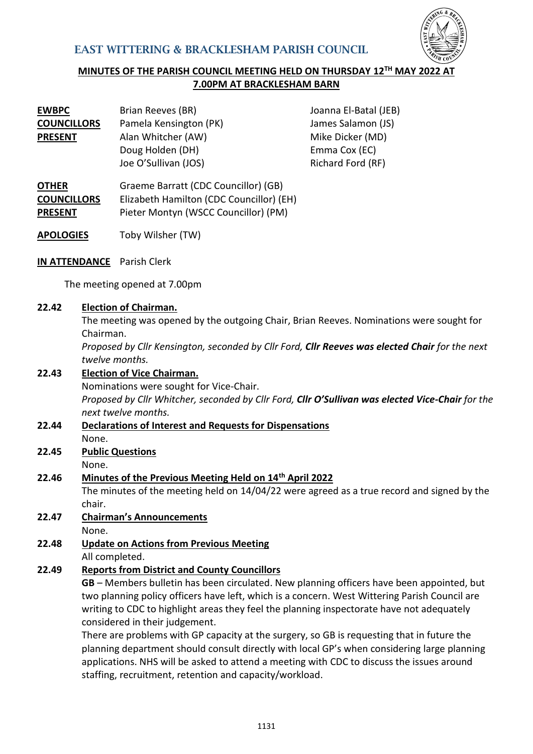# EAST WITTERING & BRACKLESHAM PARISH COUNCIL

## MINUTES OF THE PARISH COUNCIL MEETING HELD ON THURSDAY 12TH MAY 2022 AT 7.00PM AT BRACKLESHAM BARN

| | | |
|---|---|---|
| **EWBPC COUNCILLORS PRESENT** | Brian Reeves (BR) | Joanna El-Batal (JEB) |
| | Pamela Kensington (PK) | James Salamon (JS) |
| | Alan Whitcher (AW) | Mike Dicker (MD) |
| | Doug Holden (DH) | Emma Cox (EC) |
| | Joe O'Sullivan (JOS) | Richard Ford (RF) |

**OTHER COUNCILLORS PRESENT**
Graeme Barratt (CDC Councillor) (GB)
Elizabeth Hamilton (CDC Councillor) (EH)
Pieter Montyn (WSCC Councillor) (PM)

**APOLOGIES** Toby Wilsher (TW)

**IN ATTENDANCE** Parish Clerk

The meeting opened at 7.00pm

**22.42 Election of Chairman.**

The meeting was opened by the outgoing Chair, Brian Reeves. Nominations were sought for Chairman.

*Proposed by Cllr Kensington, seconded by Cllr Ford,* ***Cllr Reeves was elected Chair*** *for the next twelve months.*

**22.43 Election of Vice Chairman.**

Nominations were sought for Vice-Chair.

*Proposed by Cllr Whitcher, seconded by Cllr Ford,* ***Cllr O'Sullivan was elected Vice-Chair*** *for the next twelve months.*

**22.44 Declarations of Interest and Requests for Dispensations**

None.

**22.45 Public Questions**

None.

**22.46 Minutes of the Previous Meeting Held on 14th April 2022**

The minutes of the meeting held on 14/04/22 were agreed as a true record and signed by the chair.

**22.47 Chairman's Announcements**

None.

**22.48 Update on Actions from Previous Meeting**

All completed.

**22.49 Reports from District and County Councillors**

**GB** – Members bulletin has been circulated. New planning officers have been appointed, but two planning policy officers have left, which is a concern. West Wittering Parish Council are writing to CDC to highlight areas they feel the planning inspectorate have not adequately considered in their judgement.

There are problems with GP capacity at the surgery, so GB is requesting that in future the planning department should consult directly with local GP's when considering large planning applications. NHS will be asked to attend a meeting with CDC to discuss the issues around staffing, recruitment, retention and capacity/workload.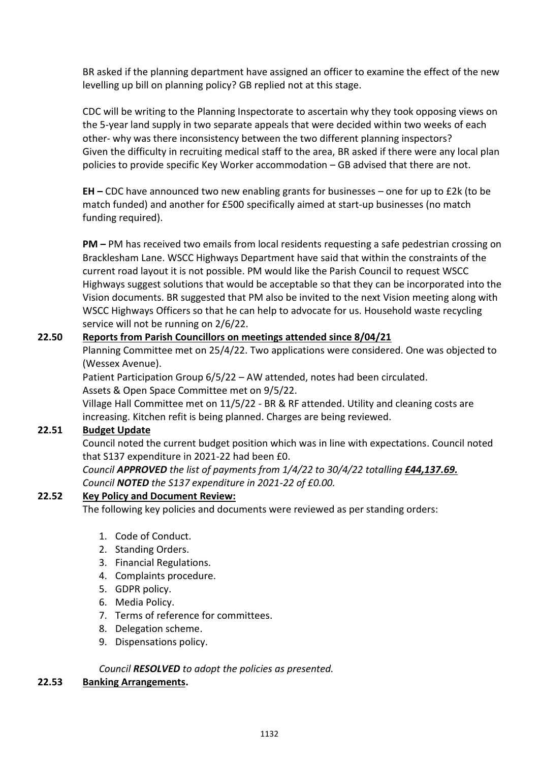BR asked if the planning department have assigned an officer to examine the effect of the new levelling up bill on planning policy? GB replied not at this stage.

CDC will be writing to the Planning Inspectorate to ascertain why they took opposing views on the 5-year land supply in two separate appeals that were decided within two weeks of each other- why was there inconsistency between the two different planning inspectors? Given the difficulty in recruiting medical staff to the area, BR asked if there were any local plan policies to provide specific Key Worker accommodation – GB advised that there are not.

**EH –** CDC have announced two new enabling grants for businesses – one for up to £2k (to be match funded) and another for £500 specifically aimed at start-up businesses (no match funding required).

**PM –** PM has received two emails from local residents requesting a safe pedestrian crossing on Bracklesham Lane. WSCC Highways Department have said that within the constraints of the current road layout it is not possible. PM would like the Parish Council to request WSCC Highways suggest solutions that would be acceptable so that they can be incorporated into the Vision documents. BR suggested that PM also be invited to the next Vision meeting along with WSCC Highways Officers so that he can help to advocate for us. Household waste recycling service will not be running on 2/6/22.

**22.50 <u>Reports from Parish Councillors on meetings attended since 8/04/21</u>**

Planning Committee met on 25/4/22. Two applications were considered. One was objected to (Wessex Avenue).

Patient Participation Group 6/5/22 – AW attended, notes had been circulated.

Assets & Open Space Committee met on 9/5/22.

Village Hall Committee met on 11/5/22 - BR & RF attended. Utility and cleaning costs are increasing. Kitchen refit is being planned. Charges are being reviewed.

**22.51 <u>Budget Update</u>**

Council noted the current budget position which was in line with expectations. Council noted that S137 expenditure in 2021-22 had been £0.

*Council **APPROVED** the list of payments from 1/4/22 to 30/4/22 totalling **<u>£44,137.69.</u>***

*Council **NOTED** the S137 expenditure in 2021-22 of £0.00.*

**22.52 <u>Key Policy and Document Review:</u>**

The following key policies and documents were reviewed as per standing orders:

1. Code of Conduct.
2. Standing Orders.
3. Financial Regulations.
4. Complaints procedure.
5. GDPR policy.
6. Media Policy.
7. Terms of reference for committees.
8. Delegation scheme.
9. Dispensations policy.

*Council **RESOLVED** to adopt the policies as presented.*

**22.53 <u>Banking Arrangements</u>.**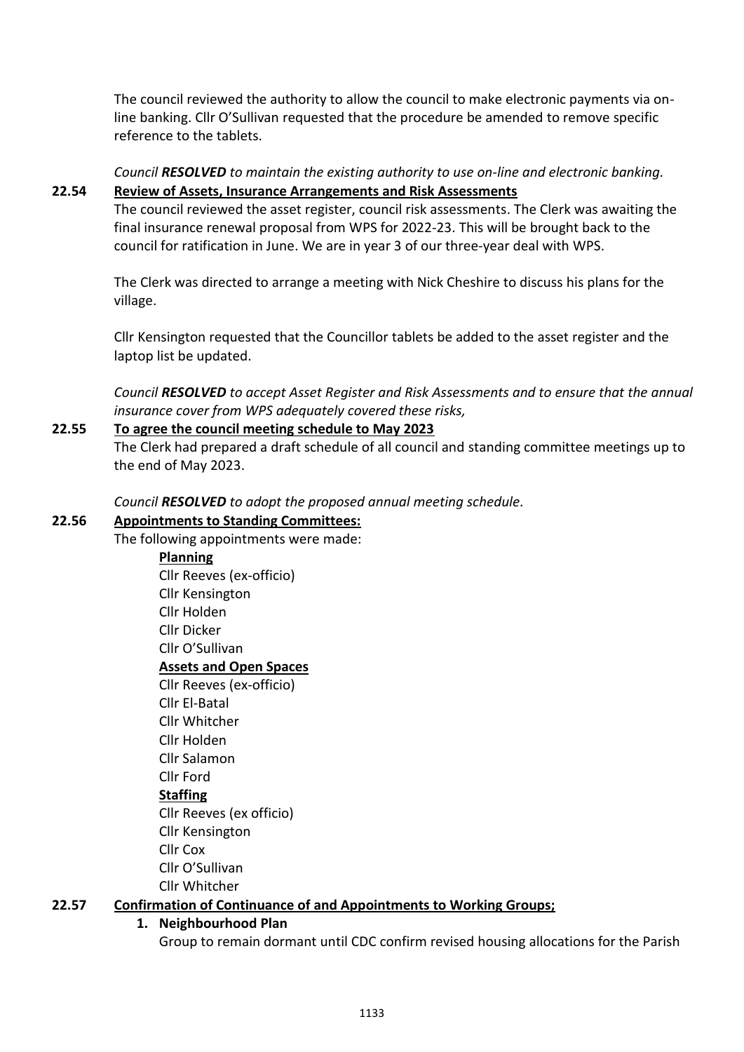The council reviewed the authority to allow the council to make electronic payments via on-line banking. Cllr O'Sullivan requested that the procedure be amended to remove specific reference to the tablets.

*Council **RESOLVED** to maintain the existing authority to use on-line and electronic banking.*

**22.54 Review of Assets, Insurance Arrangements and Risk Assessments**

The council reviewed the asset register, council risk assessments. The Clerk was awaiting the final insurance renewal proposal from WPS for 2022-23. This will be brought back to the council for ratification in June. We are in year 3 of our three-year deal with WPS.

The Clerk was directed to arrange a meeting with Nick Cheshire to discuss his plans for the village.

Cllr Kensington requested that the Councillor tablets be added to the asset register and the laptop list be updated.

*Council **RESOLVED** to accept Asset Register and Risk Assessments and to ensure that the annual insurance cover from WPS adequately covered these risks,*

**22.55 To agree the council meeting schedule to May 2023**

The Clerk had prepared a draft schedule of all council and standing committee meetings up to the end of May 2023.

*Council **RESOLVED** to adopt the proposed annual meeting schedule.*

**22.56 Appointments to Standing Committees:**

The following appointments were made:

**Planning**

Cllr Reeves (ex-officio)
Cllr Kensington
Cllr Holden
Cllr Dicker
Cllr O'Sullivan

**Assets and Open Spaces**

Cllr Reeves (ex-officio)
Cllr El-Batal
Cllr Whitcher
Cllr Holden
Cllr Salamon
Cllr Ford

**Staffing**

Cllr Reeves (ex officio)
Cllr Kensington
Cllr Cox
Cllr O'Sullivan
Cllr Whitcher

**22.57 Confirmation of Continuance of and Appointments to Working Groups;**

1. **Neighbourhood Plan**
   Group to remain dormant until CDC confirm revised housing allocations for the Parish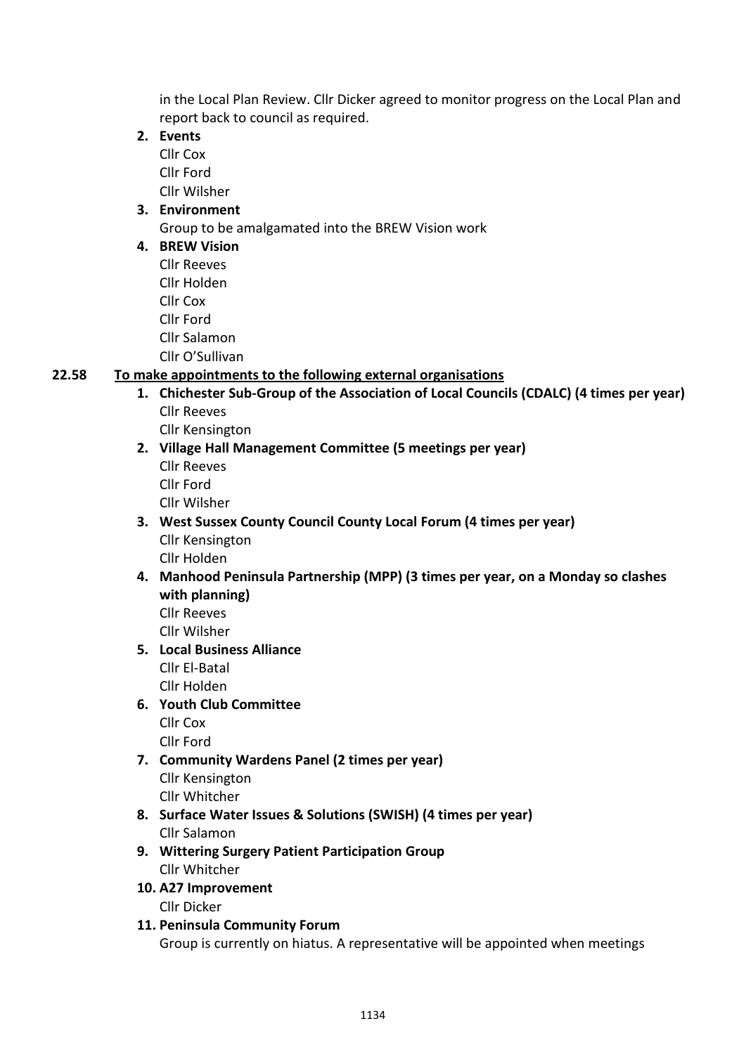in the Local Plan Review. Cllr Dicker agreed to monitor progress on the Local Plan and report back to council as required.

2. **Events**
   Cllr Cox
   Cllr Ford
   Cllr Wilsher
3. **Environment**
   Group to be amalgamated into the BREW Vision work
4. **BREW Vision**
   Cllr Reeves
   Cllr Holden
   Cllr Cox
   Cllr Ford
   Cllr Salamon
   Cllr O'Sullivan

**22.58 To make appointments to the following external organisations**

1. **Chichester Sub-Group of the Association of Local Councils (CDALC) (4 times per year)**
   Cllr Reeves
   Cllr Kensington
2. **Village Hall Management Committee (5 meetings per year)**
   Cllr Reeves
   Cllr Ford
   Cllr Wilsher
3. **West Sussex County Council County Local Forum (4 times per year)**
   Cllr Kensington
   Cllr Holden
4. **Manhood Peninsula Partnership (MPP) (3 times per year, on a Monday so clashes with planning)**
   Cllr Reeves
   Cllr Wilsher
5. **Local Business Alliance**
   Cllr El-Batal
   Cllr Holden
6. **Youth Club Committee**
   Cllr Cox
   Cllr Ford
7. **Community Wardens Panel (2 times per year)**
   Cllr Kensington
   Cllr Whitcher
8. **Surface Water Issues & Solutions (SWISH) (4 times per year)**
   Cllr Salamon
9. **Wittering Surgery Patient Participation Group**
   Cllr Whitcher
10. **A27 Improvement**
    Cllr Dicker
11. **Peninsula Community Forum**
    Group is currently on hiatus. A representative will be appointed when meetings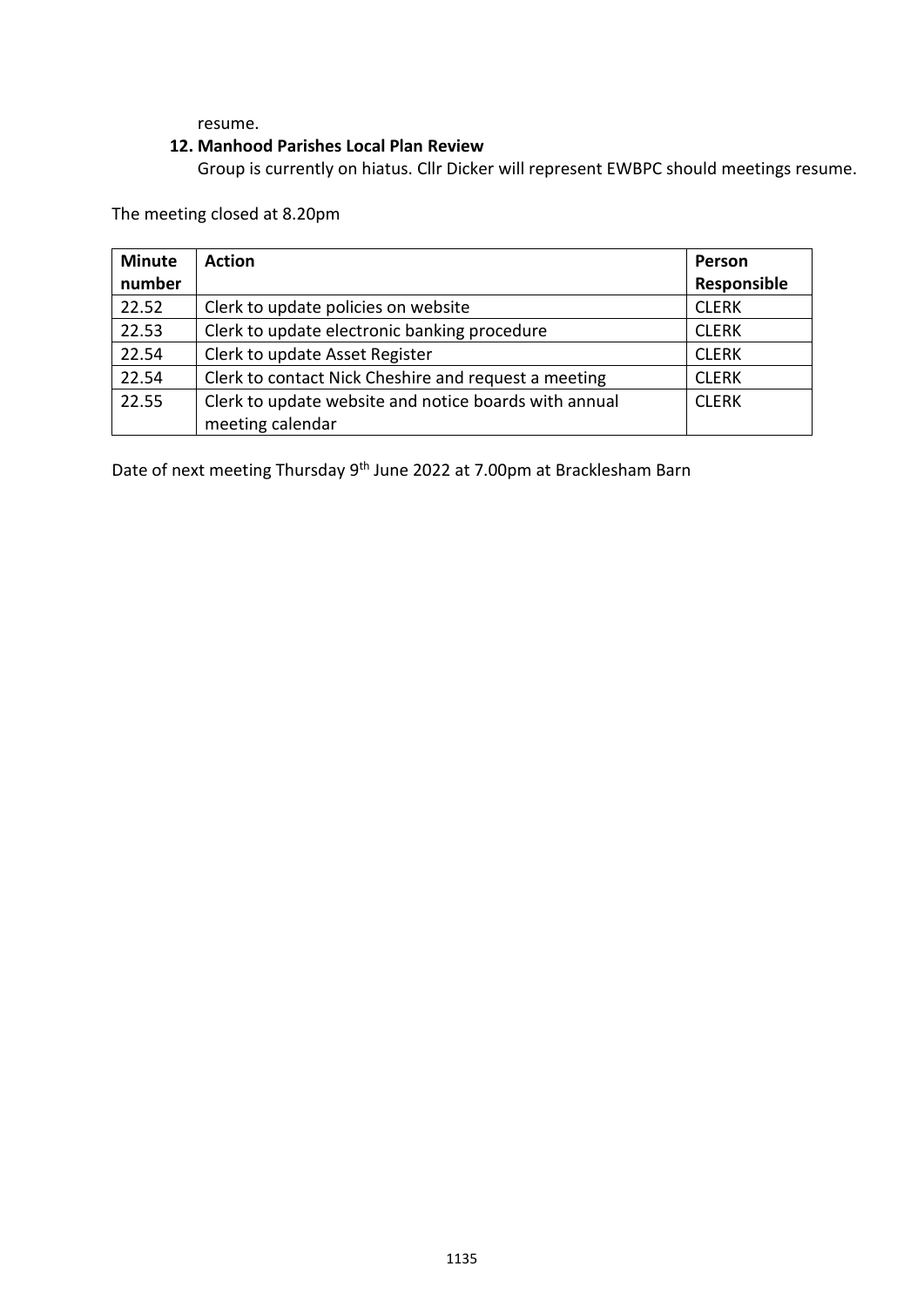resume.

**12. Manhood Parishes Local Plan Review**

Group is currently on hiatus. Cllr Dicker will represent EWBPC should meetings resume.

The meeting closed at 8.20pm

| Minute number | Action | Person Responsible |
|---|---|---|
| 22.52 | Clerk to update policies on website | CLERK |
| 22.53 | Clerk to update electronic banking procedure | CLERK |
| 22.54 | Clerk to update Asset Register | CLERK |
| 22.54 | Clerk to contact Nick Cheshire and request a meeting | CLERK |
| 22.55 | Clerk to update website and notice boards with annual meeting calendar | CLERK |

Date of next meeting Thursday 9th June 2022 at 7.00pm at Bracklesham Barn